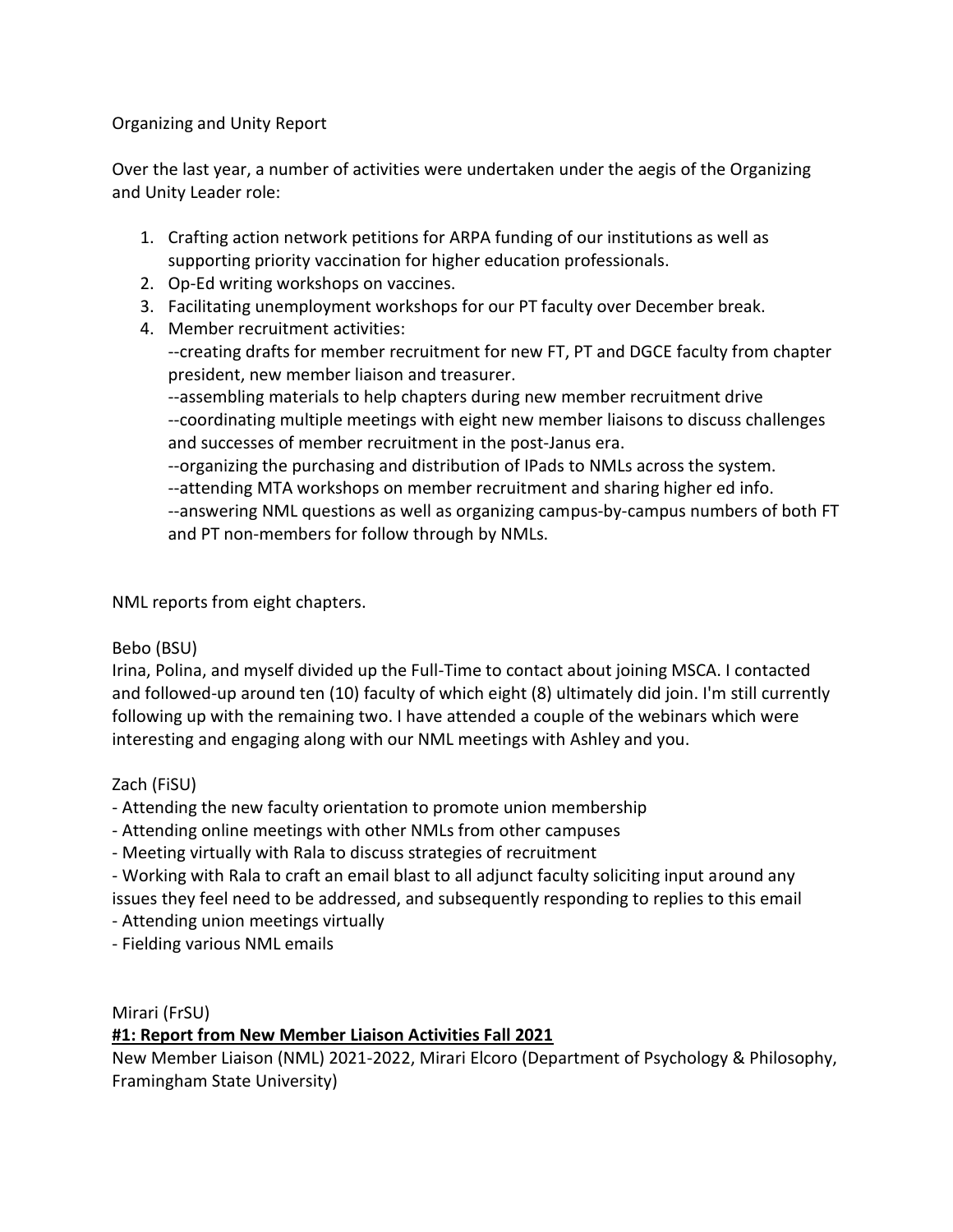Organizing and Unity Report

Over the last year, a number of activities were undertaken under the aegis of the Organizing and Unity Leader role:

1. Crafting action network petitions for ARPA funding of our institutions as well as supporting priority vaccination for higher education professionals.
2. Op-Ed writing workshops on vaccines.
3. Facilitating unemployment workshops for our PT faculty over December break.
4. Member recruitment activities:
   --creating drafts for member recruitment for new FT, PT and DGCE faculty from chapter president, new member liaison and treasurer.
   --assembling materials to help chapters during new member recruitment drive
   --coordinating multiple meetings with eight new member liaisons to discuss challenges and successes of member recruitment in the post-Janus era.
   --organizing the purchasing and distribution of IPads to NMLs across the system.
   --attending MTA workshops on member recruitment and sharing higher ed info.
   --answering NML questions as well as organizing campus-by-campus numbers of both FT and PT non-members for follow through by NMLs.

NML reports from eight chapters.

Bebo (BSU)
Irina, Polina, and myself divided up the Full-Time to contact about joining MSCA. I contacted and followed-up around ten (10) faculty of which eight (8) ultimately did join. I'm still currently following up with the remaining two. I have attended a couple of the webinars which were interesting and engaging along with our NML meetings with Ashley and you.

Zach (FiSU)
- Attending the new faculty orientation to promote union membership
- Attending online meetings with other NMLs from other campuses
- Meeting virtually with Rala to discuss strategies of recruitment
- Working with Rala to craft an email blast to all adjunct faculty soliciting input around any issues they feel need to be addressed, and subsequently responding to replies to this email
- Attending union meetings virtually
- Fielding various NML emails

Mirari (FrSU)
**#1: Report from New Member Liaison Activities Fall 2021**
New Member Liaison (NML) 2021-2022, Mirari Elcoro (Department of Psychology & Philosophy, Framingham State University)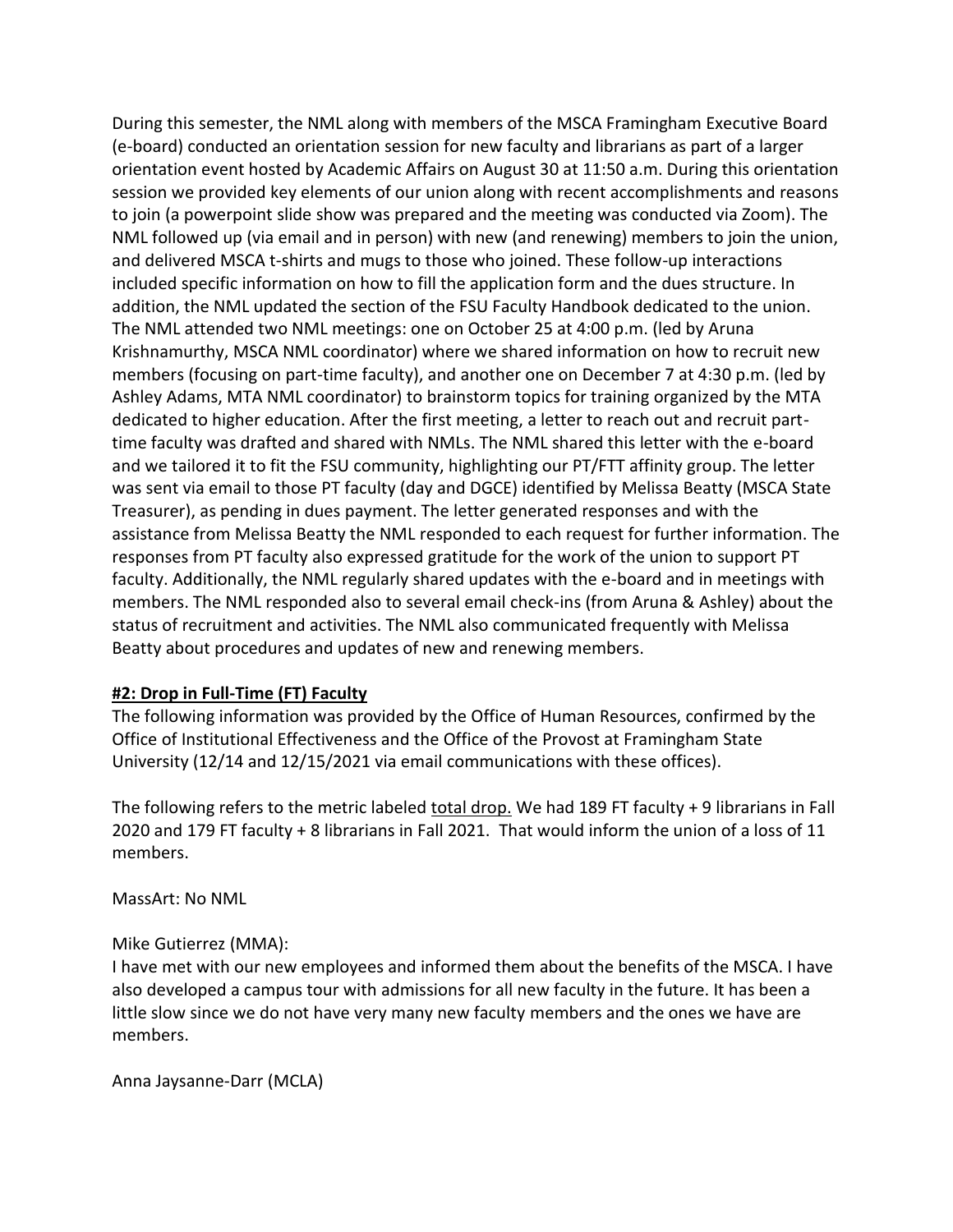During this semester, the NML along with members of the MSCA Framingham Executive Board (e-board) conducted an orientation session for new faculty and librarians as part of a larger orientation event hosted by Academic Affairs on August 30 at 11:50 a.m. During this orientation session we provided key elements of our union along with recent accomplishments and reasons to join (a powerpoint slide show was prepared and the meeting was conducted via Zoom). The NML followed up (via email and in person) with new (and renewing) members to join the union, and delivered MSCA t-shirts and mugs to those who joined. These follow-up interactions included specific information on how to fill the application form and the dues structure. In addition, the NML updated the section of the FSU Faculty Handbook dedicated to the union. The NML attended two NML meetings: one on October 25 at 4:00 p.m. (led by Aruna Krishnamurthy, MSCA NML coordinator) where we shared information on how to recruit new members (focusing on part-time faculty), and another one on December 7 at 4:30 p.m. (led by Ashley Adams, MTA NML coordinator) to brainstorm topics for training organized by the MTA dedicated to higher education. After the first meeting, a letter to reach out and recruit part-time faculty was drafted and shared with NMLs. The NML shared this letter with the e-board and we tailored it to fit the FSU community, highlighting our PT/FTT affinity group. The letter was sent via email to those PT faculty (day and DGCE) identified by Melissa Beatty (MSCA State Treasurer), as pending in dues payment. The letter generated responses and with the assistance from Melissa Beatty the NML responded to each request for further information. The responses from PT faculty also expressed gratitude for the work of the union to support PT faculty. Additionally, the NML regularly shared updates with the e-board and in meetings with members. The NML responded also to several email check-ins (from Aruna & Ashley) about the status of recruitment and activities. The NML also communicated frequently with Melissa Beatty about procedures and updates of new and renewing members.

**#2: Drop in Full-Time (FT) Faculty**

The following information was provided by the Office of Human Resources, confirmed by the Office of Institutional Effectiveness and the Office of the Provost at Framingham State University (12/14 and 12/15/2021 via email communications with these offices).

The following refers to the metric labeled total drop. We had 189 FT faculty + 9 librarians in Fall 2020 and 179 FT faculty + 8 librarians in Fall 2021. That would inform the union of a loss of 11 members.

MassArt: No NML

Mike Gutierrez (MMA):

I have met with our new employees and informed them about the benefits of the MSCA. I have also developed a campus tour with admissions for all new faculty in the future. It has been a little slow since we do not have very many new faculty members and the ones we have are members.

Anna Jaysanne-Darr (MCLA)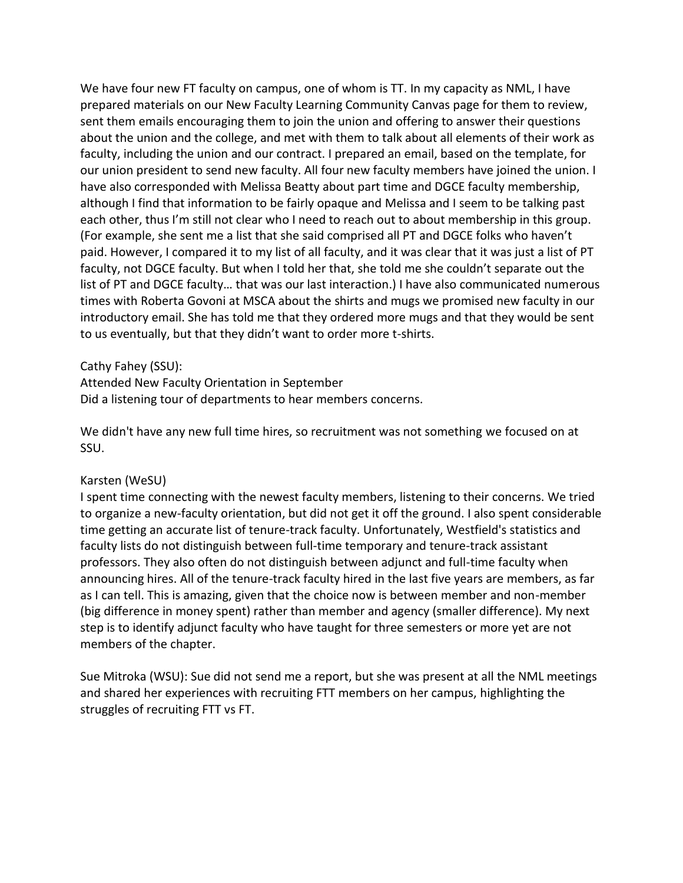We have four new FT faculty on campus, one of whom is TT. In my capacity as NML, I have prepared materials on our New Faculty Learning Community Canvas page for them to review, sent them emails encouraging them to join the union and offering to answer their questions about the union and the college, and met with them to talk about all elements of their work as faculty, including the union and our contract. I prepared an email, based on the template, for our union president to send new faculty. All four new faculty members have joined the union. I have also corresponded with Melissa Beatty about part time and DGCE faculty membership, although I find that information to be fairly opaque and Melissa and I seem to be talking past each other, thus I'm still not clear who I need to reach out to about membership in this group. (For example, she sent me a list that she said comprised all PT and DGCE folks who haven't paid. However, I compared it to my list of all faculty, and it was clear that it was just a list of PT faculty, not DGCE faculty. But when I told her that, she told me she couldn't separate out the list of PT and DGCE faculty… that was our last interaction.) I have also communicated numerous times with Roberta Govoni at MSCA about the shirts and mugs we promised new faculty in our introductory email. She has told me that they ordered more mugs and that they would be sent to us eventually, but that they didn't want to order more t-shirts.

Cathy Fahey (SSU):
Attended New Faculty Orientation in September
Did a listening tour of departments to hear members concerns.

We didn't have any new full time hires, so recruitment was not something we focused on at SSU.

Karsten (WeSU)
I spent time connecting with the newest faculty members, listening to their concerns. We tried to organize a new-faculty orientation, but did not get it off the ground. I also spent considerable time getting an accurate list of tenure-track faculty. Unfortunately, Westfield's statistics and faculty lists do not distinguish between full-time temporary and tenure-track assistant professors. They also often do not distinguish between adjunct and full-time faculty when announcing hires. All of the tenure-track faculty hired in the last five years are members, as far as I can tell. This is amazing, given that the choice now is between member and non-member (big difference in money spent) rather than member and agency (smaller difference). My next step is to identify adjunct faculty who have taught for three semesters or more yet are not members of the chapter.

Sue Mitroka (WSU): Sue did not send me a report, but she was present at all the NML meetings and shared her experiences with recruiting FTT members on her campus, highlighting the struggles of recruiting FTT vs FT.